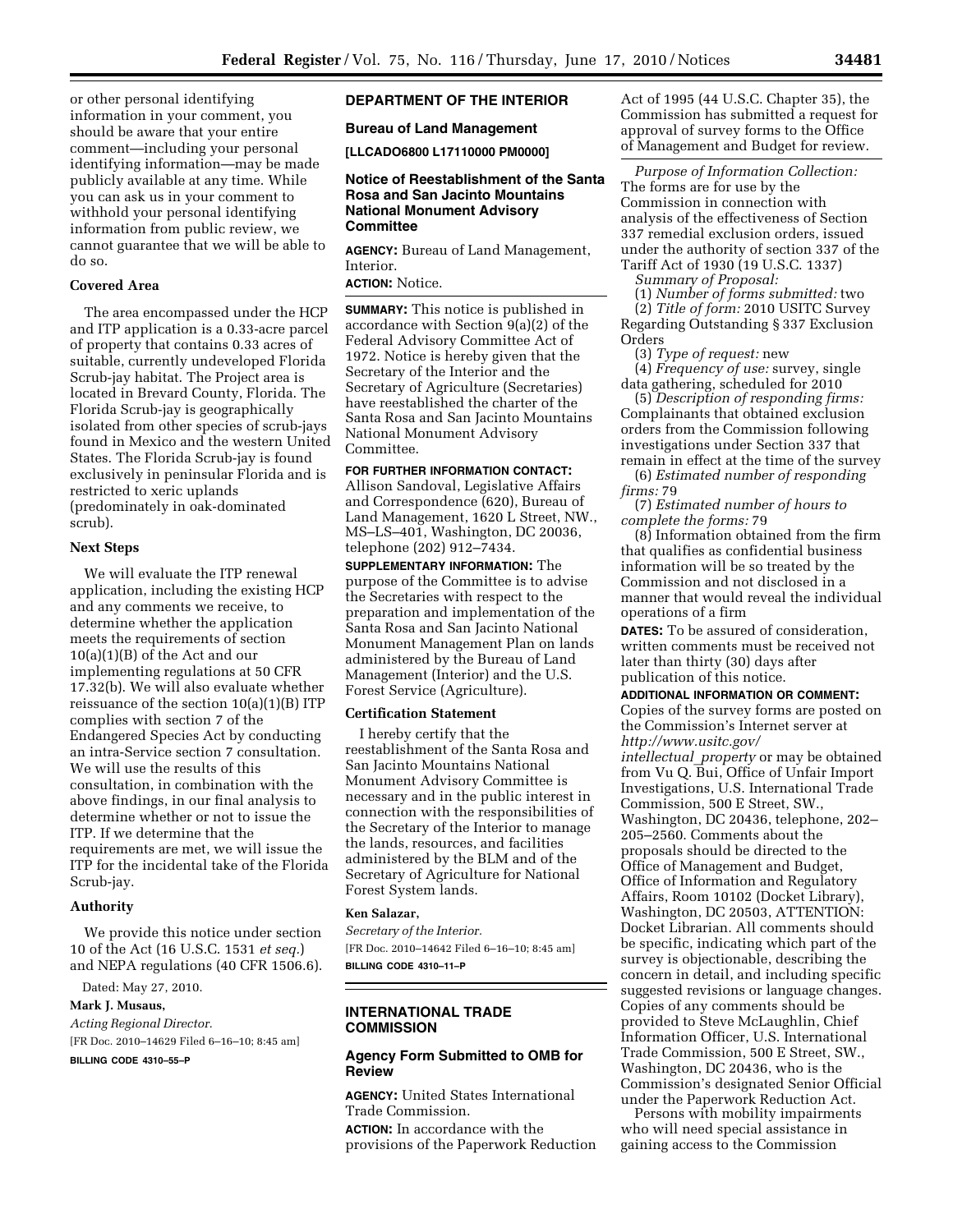or other personal identifying information in your comment, you should be aware that your entire comment—including your personal identifying information—may be made publicly available at any time. While you can ask us in your comment to withhold your personal identifying information from public review, we cannot guarantee that we will be able to do so.

### Covered Area

The area encompassed under the HCP and ITP application is a 0.33-acre parcel of property that contains 0.33 acres of suitable, currently undeveloped Florida Scrub-jay habitat. The Project area is located in Brevard County, Florida. The Florida Scrub-jay is geographically isolated from other species of scrub-jays found in Mexico and the western United States. The Florida Scrub-jay is found exclusively in peninsular Florida and is restricted to xeric uplands (predominately in oak-dominated scrub).

### Next Steps

We will evaluate the ITP renewal application, including the existing HCP and any comments we receive, to determine whether the application meets the requirements of section 10(a)(1)(B) of the Act and our implementing regulations at 50 CFR 17.32(b). We will also evaluate whether reissuance of the section 10(a)(1)(B) ITP complies with section 7 of the Endangered Species Act by conducting an intra-Service section 7 consultation. We will use the results of this consultation, in combination with the above findings, in our final analysis to determine whether or not to issue the ITP. If we determine that the requirements are met, we will issue the ITP for the incidental take of the Florida Scrub-jay.

### Authority

We provide this notice under section 10 of the Act (16 U.S.C. 1531 *et seq.*) and NEPA regulations (40 CFR 1506.6).

Dated: May 27, 2010.

**Mark J. Musaus,**

*Acting Regional Director.*

[FR Doc. 2010–14629 Filed 6–16–10; 8:45 am]

**BILLING CODE 4310–55–P**

## DEPARTMENT OF THE INTERIOR

### Bureau of Land Management

**[LLCADO6800 L17110000 PM0000]**

### Notice of Reestablishment of the Santa Rosa and San Jacinto Mountains National Monument Advisory Committee

**AGENCY:** Bureau of Land Management, Interior.

**ACTION:** Notice.

**SUMMARY:** This notice is published in accordance with Section 9(a)(2) of the Federal Advisory Committee Act of 1972. Notice is hereby given that the Secretary of the Interior and the Secretary of Agriculture (Secretaries) have reestablished the charter of the Santa Rosa and San Jacinto Mountains National Monument Advisory Committee.

**FOR FURTHER INFORMATION CONTACT:** Allison Sandoval, Legislative Affairs and Correspondence (620), Bureau of Land Management, 1620 L Street, NW., MS–LS–401, Washington, DC 20036, telephone (202) 912–7434.

**SUPPLEMENTARY INFORMATION:** The purpose of the Committee is to advise the Secretaries with respect to the preparation and implementation of the Santa Rosa and San Jacinto National Monument Management Plan on lands administered by the Bureau of Land Management (Interior) and the U.S. Forest Service (Agriculture).

### Certification Statement

I hereby certify that the reestablishment of the Santa Rosa and San Jacinto Mountains National Monument Advisory Committee is necessary and in the public interest in connection with the responsibilities of the Secretary of the Interior to manage the lands, resources, and facilities administered by the BLM and of the Secretary of Agriculture for National Forest System lands.

**Ken Salazar,**

*Secretary of the Interior.*

[FR Doc. 2010–14642 Filed 6–16–10; 8:45 am]

**BILLING CODE 4310–11–P**

## INTERNATIONAL TRADE COMMISSION

### Agency Form Submitted to OMB for Review

**AGENCY:** United States International Trade Commission.

**ACTION:** In accordance with the provisions of the Paperwork Reduction Act of 1995 (44 U.S.C. Chapter 35), the Commission has submitted a request for approval of survey forms to the Office of Management and Budget for review.

*Purpose of Information Collection:* The forms are for use by the Commission in connection with analysis of the effectiveness of Section 337 remedial exclusion orders, issued under the authority of section 337 of the Tariff Act of 1930 (19 U.S.C. 1337)

*Summary of Proposal:*

(1) *Number of forms submitted:* two

(2) *Title of form:* 2010 USITC Survey Regarding Outstanding § 337 Exclusion Orders

(3) *Type of request:* new

(4) *Frequency of use:* survey, single data gathering, scheduled for 2010

(5) *Description of responding firms:* Complainants that obtained exclusion orders from the Commission following investigations under Section 337 that remain in effect at the time of the survey

(6) *Estimated number of responding firms:* 79

(7) *Estimated number of hours to complete the forms:* 79

(8) Information obtained from the firm that qualifies as confidential business information will be so treated by the Commission and not disclosed in a manner that would reveal the individual operations of a firm

**DATES:** To be assured of consideration, written comments must be received not later than thirty (30) days after publication of this notice.

**ADDITIONAL INFORMATION OR COMMENT:** Copies of the survey forms are posted on the Commission's Internet server at *http://www.usitc.gov/intellectual_property* or may be obtained from Vu Q. Bui, Office of Unfair Import Investigations, U.S. International Trade Commission, 500 E Street, SW., Washington, DC 20436, telephone, 202–205–2560. Comments about the proposals should be directed to the Office of Management and Budget, Office of Information and Regulatory Affairs, Room 10102 (Docket Library), Washington, DC 20503, ATTENTION: Docket Librarian. All comments should be specific, indicating which part of the survey is objectionable, describing the concern in detail, and including specific suggested revisions or language changes. Copies of any comments should be provided to Steve McLaughlin, Chief Information Officer, U.S. International Trade Commission, 500 E Street, SW., Washington, DC 20436, who is the Commission's designated Senior Official under the Paperwork Reduction Act.

Persons with mobility impairments who will need special assistance in gaining access to the Commission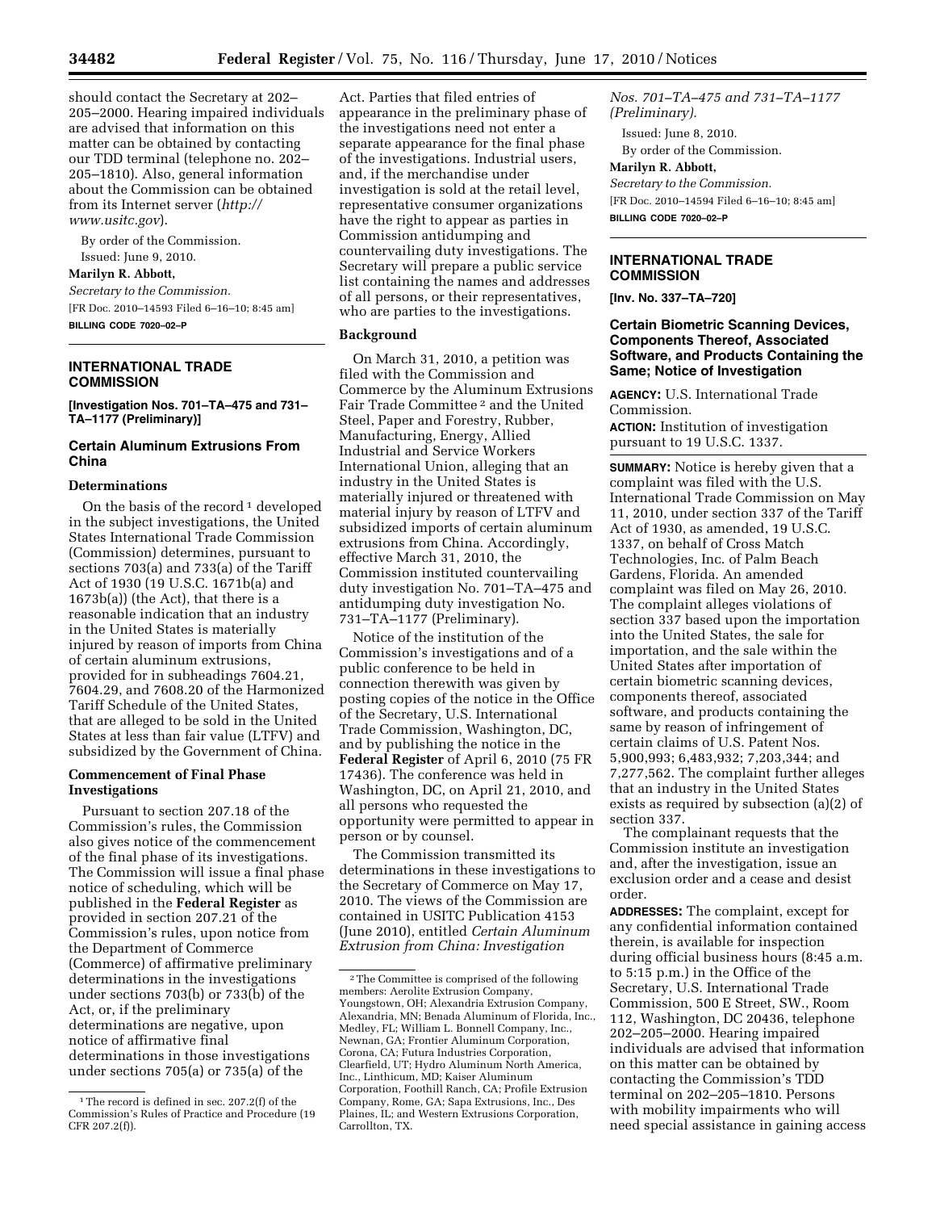should contact the Secretary at 202–205–2000. Hearing impaired individuals are advised that information on this matter can be obtained by contacting our TDD terminal (telephone no. 202–205–1810). Also, general information about the Commission can be obtained from its Internet server (*http://www.usitc.gov*).

By order of the Commission.

Issued: June 9, 2010.

**Marilyn R. Abbott,**

*Secretary to the Commission.*

[FR Doc. 2010–14593 Filed 6–16–10; 8:45 am]

**BILLING CODE 7020–02–P**

---

## INTERNATIONAL TRADE COMMISSION

**[Investigation Nos. 701–TA–475 and 731–TA–1177 (Preliminary)]**

### Certain Aluminum Extrusions From China

#### Determinations

On the basis of the record [1] developed in the subject investigations, the United States International Trade Commission (Commission) determines, pursuant to sections 703(a) and 733(a) of the Tariff Act of 1930 (19 U.S.C. 1671b(a) and 1673b(a)) (the Act), that there is a reasonable indication that an industry in the United States is materially injured by reason of imports from China of certain aluminum extrusions, provided for in subheadings 7604.21, 7604.29, and 7608.20 of the Harmonized Tariff Schedule of the United States, that are alleged to be sold in the United States at less than fair value (LTFV) and subsidized by the Government of China.

#### Commencement of Final Phase Investigations

Pursuant to section 207.18 of the Commission's rules, the Commission also gives notice of the commencement of the final phase of its investigations. The Commission will issue a final phase notice of scheduling, which will be published in the **Federal Register** as provided in section 207.21 of the Commission's rules, upon notice from the Department of Commerce (Commerce) of affirmative preliminary determinations in the investigations under sections 703(b) or 733(b) of the Act, or, if the preliminary determinations are negative, upon notice of affirmative final determinations in those investigations under sections 705(a) or 735(a) of the Act. Parties that filed entries of appearance in the preliminary phase of the investigations need not enter a separate appearance for the final phase of the investigations. Industrial users, and, if the merchandise under investigation is sold at the retail level, representative consumer organizations have the right to appear as parties in Commission antidumping and countervailing duty investigations. The Secretary will prepare a public service list containing the names and addresses of all persons, or their representatives, who are parties to the investigations.

#### Background

On March 31, 2010, a petition was filed with the Commission and Commerce by the Aluminum Extrusions Fair Trade Committee [2] and the United Steel, Paper and Forestry, Rubber, Manufacturing, Energy, Allied Industrial and Service Workers International Union, alleging that an industry in the United States is materially injured or threatened with material injury by reason of LTFV and subsidized imports of certain aluminum extrusions from China. Accordingly, effective March 31, 2010, the Commission instituted countervailing duty investigation No. 701–TA–475 and antidumping duty investigation No. 731–TA–1177 (Preliminary).

Notice of the institution of the Commission's investigations and of a public conference to be held in connection therewith was given by posting copies of the notice in the Office of the Secretary, U.S. International Trade Commission, Washington, DC, and by publishing the notice in the **Federal Register** of April 6, 2010 (75 FR 17436). The conference was held in Washington, DC, on April 21, 2010, and all persons who requested the opportunity were permitted to appear in person or by counsel.

The Commission transmitted its determinations in these investigations to the Secretary of Commerce on May 17, 2010. The views of the Commission are contained in USITC Publication 4153 (June 2010), entitled *Certain Aluminum Extrusion from China: Investigation Nos. 701–TA–475 and 731–TA–1177 (Preliminary).*

Issued: June 8, 2010.

By order of the Commission.

**Marilyn R. Abbott,**

*Secretary to the Commission.*

[FR Doc. 2010–14594 Filed 6–16–10; 8:45 am]

**BILLING CODE 7020–02–P**

[1] The record is defined in sec. 207.2(f) of the Commission's Rules of Practice and Procedure (19 CFR 207.2(f)).

[2] The Committee is comprised of the following members: Aerolite Extrusion Company, Youngstown, OH; Alexandria Extrusion Company, Alexandria, MN; Benada Aluminum of Florida, Inc., Medley, FL; William L. Bonnell Company, Inc., Newnan, GA; Frontier Aluminum Corporation, Corona, CA; Futura Industries Corporation, Clearfield, UT; Hydro Aluminum North America, Inc., Linthicum, MD; Kaiser Aluminum Corporation, Foothill Ranch, CA; Profile Extrusion Company, Rome, GA; Sapa Extrusions, Inc., Des Plaines, IL; and Western Extrusions Corporation, Carrollton, TX.

---

## INTERNATIONAL TRADE COMMISSION

**[Inv. No. 337–TA–720]**

### Certain Biometric Scanning Devices, Components Thereof, Associated Software, and Products Containing the Same; Notice of Investigation

**AGENCY:** U.S. International Trade Commission.

**ACTION:** Institution of investigation pursuant to 19 U.S.C. 1337.

**SUMMARY:** Notice is hereby given that a complaint was filed with the U.S. International Trade Commission on May 11, 2010, under section 337 of the Tariff Act of 1930, as amended, 19 U.S.C. 1337, on behalf of Cross Match Technologies, Inc. of Palm Beach Gardens, Florida. An amended complaint was filed on May 26, 2010. The complaint alleges violations of section 337 based upon the importation into the United States, the sale for importation, and the sale within the United States after importation of certain biometric scanning devices, components thereof, associated software, and products containing the same by reason of infringement of certain claims of U.S. Patent Nos. 5,900,993; 6,483,932; 7,203,344; and 7,277,562. The complaint further alleges that an industry in the United States exists as required by subsection (a)(2) of section 337.

The complainant requests that the Commission institute an investigation and, after the investigation, issue an exclusion order and a cease and desist order.

**ADDRESSES:** The complaint, except for any confidential information contained therein, is available for inspection during official business hours (8:45 a.m. to 5:15 p.m.) in the Office of the Secretary, U.S. International Trade Commission, 500 E Street, SW., Room 112, Washington, DC 20436, telephone 202–205–2000. Hearing impaired individuals are advised that information on this matter can be obtained by contacting the Commission's TDD terminal on 202–205–1810. Persons with mobility impairments who will need special assistance in gaining access